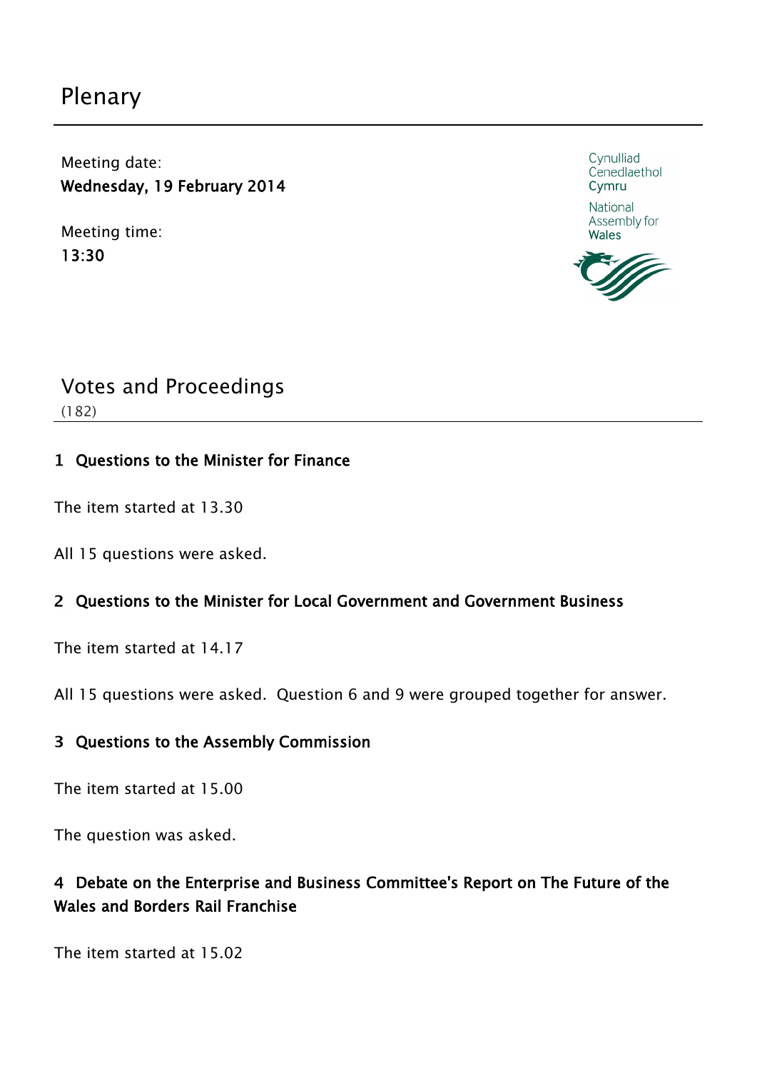# Plenary

Meeting date:
**Wednesday, 19 February 2014**

Meeting time:
**13:30**

Cynulliad Cenedlaethol Cymru

National Assembly for Wales

## Votes and Proceedings

(182)

### 1 Questions to the Minister for Finance

The item started at 13.30

All 15 questions were asked.

### 2 Questions to the Minister for Local Government and Government Business

The item started at 14.17

All 15 questions were asked. Question 6 and 9 were grouped together for answer.

### 3 Questions to the Assembly Commission

The item started at 15.00

The question was asked.

### 4 Debate on the Enterprise and Business Committee's Report on The Future of the Wales and Borders Rail Franchise

The item started at 15.02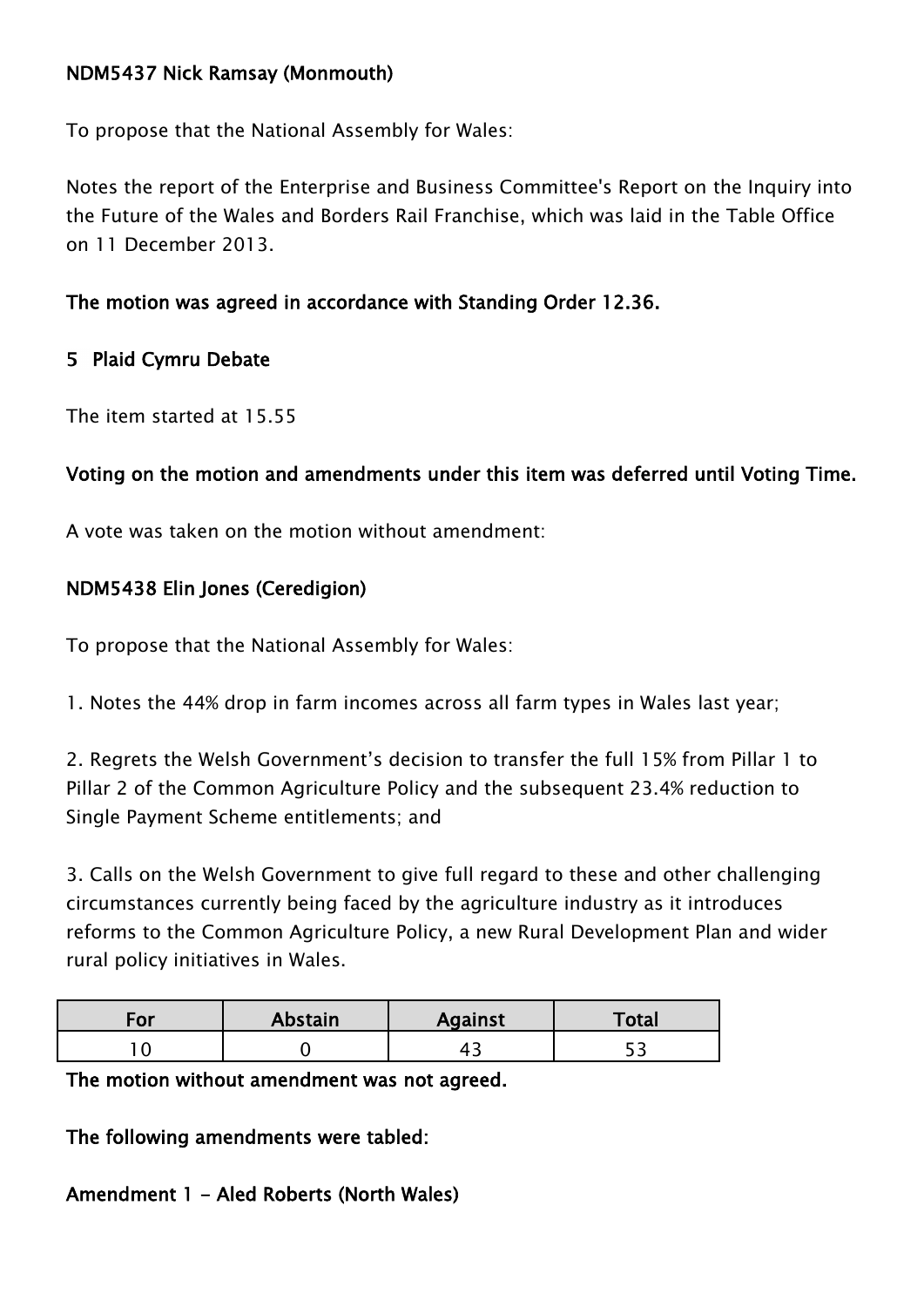**NDM5437 Nick Ramsay (Monmouth)**

To propose that the National Assembly for Wales:

Notes the report of the Enterprise and Business Committee's Report on the Inquiry into the Future of the Wales and Borders Rail Franchise, which was laid in the Table Office on 11 December 2013.

**The motion was agreed in accordance with Standing Order 12.36.**

## 5 Plaid Cymru Debate

The item started at 15.55

**Voting on the motion and amendments under this item was deferred until Voting Time.**

A vote was taken on the motion without amendment:

**NDM5438 Elin Jones (Ceredigion)**

To propose that the National Assembly for Wales:

1. Notes the 44% drop in farm incomes across all farm types in Wales last year;

2. Regrets the Welsh Government's decision to transfer the full 15% from Pillar 1 to Pillar 2 of the Common Agriculture Policy and the subsequent 23.4% reduction to Single Payment Scheme entitlements; and

3. Calls on the Welsh Government to give full regard to these and other challenging circumstances currently being faced by the agriculture industry as it introduces reforms to the Common Agriculture Policy, a new Rural Development Plan and wider rural policy initiatives in Wales.

| For | Abstain | Against | Total |
|---|---|---|---|
| 10 | 0 | 43 | 53 |

**The motion without amendment was not agreed.**

**The following amendments were tabled:**

**Amendment 1 - Aled Roberts (North Wales)**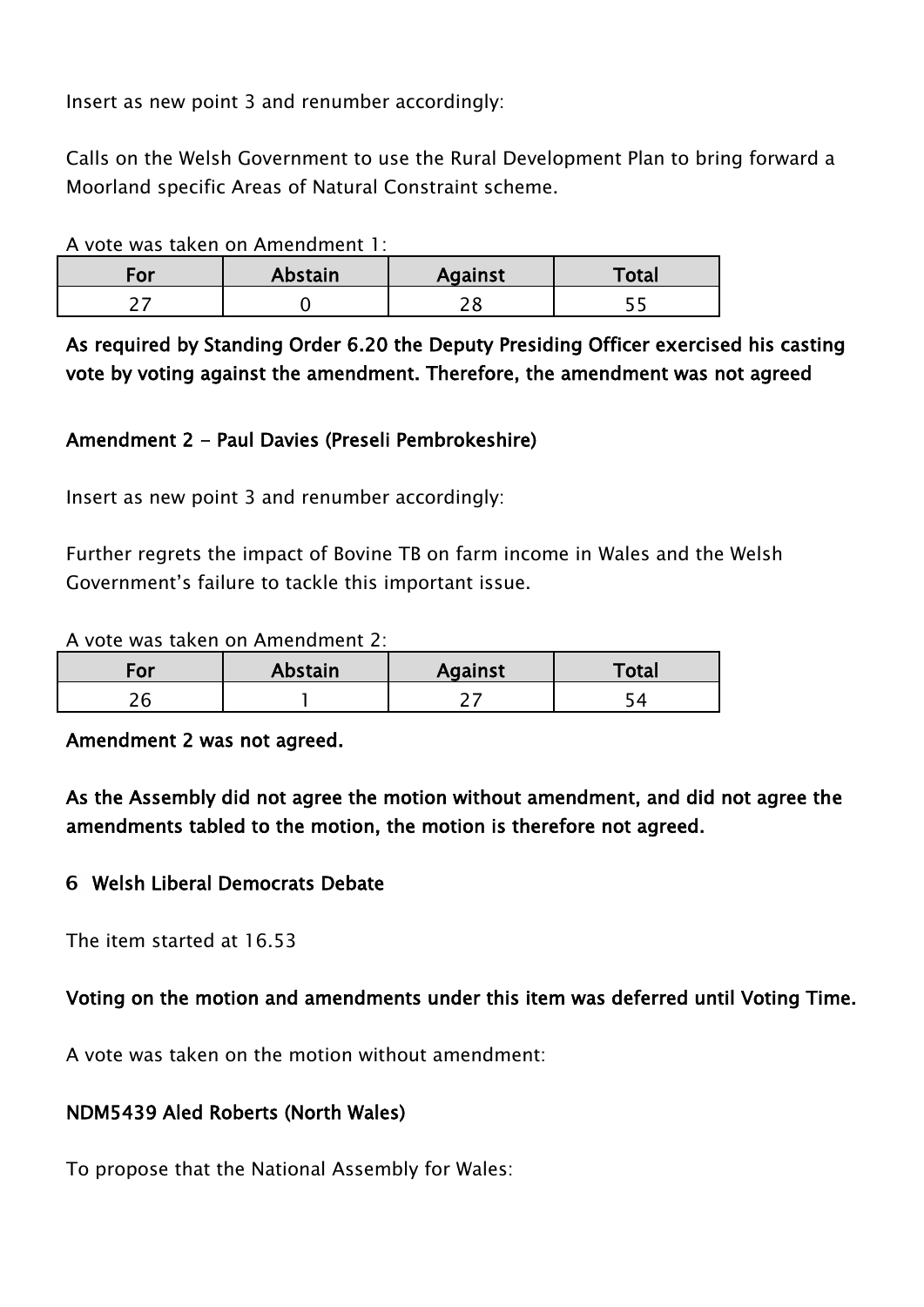Insert as new point 3 and renumber accordingly:

Calls on the Welsh Government to use the Rural Development Plan to bring forward a Moorland specific Areas of Natural Constraint scheme.

A vote was taken on Amendment 1:

| For | Abstain | Against | Total |
|---|---|---|---|
| 27 | 0 | 28 | 55 |

**As required by Standing Order 6.20 the Deputy Presiding Officer exercised his casting vote by voting against the amendment. Therefore, the amendment was not agreed**

**Amendment 2 - Paul Davies (Preseli Pembrokeshire)**

Insert as new point 3 and renumber accordingly:

Further regrets the impact of Bovine TB on farm income in Wales and the Welsh Government's failure to tackle this important issue.

A vote was taken on Amendment 2:

| For | Abstain | Against | Total |
|---|---|---|---|
| 26 | 1 | 27 | 54 |

**Amendment 2 was not agreed.**

**As the Assembly did not agree the motion without amendment, and did not agree the amendments tabled to the motion, the motion is therefore not agreed.**

## 6 Welsh Liberal Democrats Debate

The item started at 16.53

**Voting on the motion and amendments under this item was deferred until Voting Time.**

A vote was taken on the motion without amendment:

**NDM5439 Aled Roberts (North Wales)**

To propose that the National Assembly for Wales: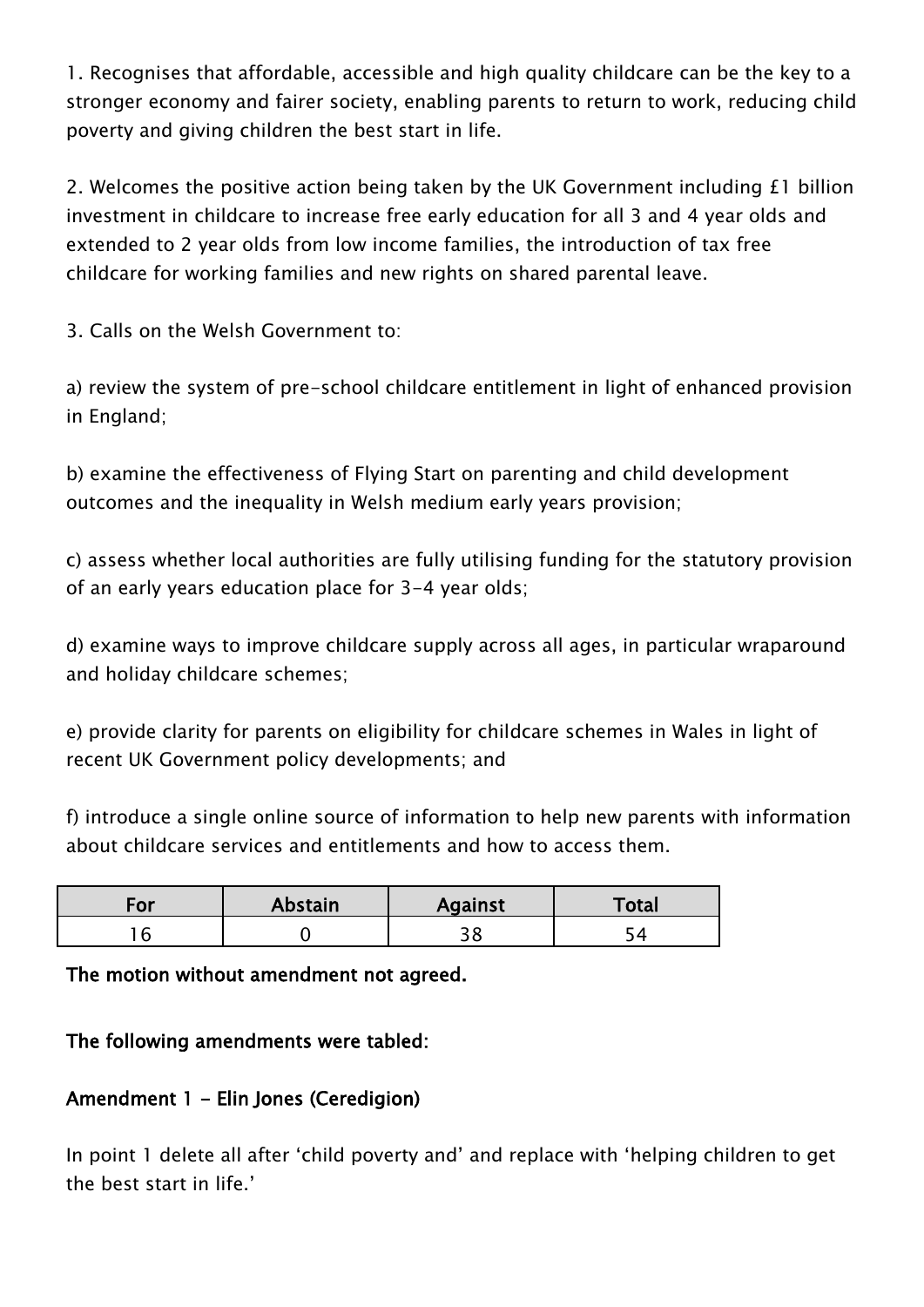1. Recognises that affordable, accessible and high quality childcare can be the key to a stronger economy and fairer society, enabling parents to return to work, reducing child poverty and giving children the best start in life.

2. Welcomes the positive action being taken by the UK Government including £1 billion investment in childcare to increase free early education for all 3 and 4 year olds and extended to 2 year olds from low income families, the introduction of tax free childcare for working families and new rights on shared parental leave.

3. Calls on the Welsh Government to:

a) review the system of pre-school childcare entitlement in light of enhanced provision in England;

b) examine the effectiveness of Flying Start on parenting and child development outcomes and the inequality in Welsh medium early years provision;

c) assess whether local authorities are fully utilising funding for the statutory provision of an early years education place for 3-4 year olds;

d) examine ways to improve childcare supply across all ages, in particular wraparound and holiday childcare schemes;

e) provide clarity for parents on eligibility for childcare schemes in Wales in light of recent UK Government policy developments; and

f) introduce a single online source of information to help new parents with information about childcare services and entitlements and how to access them.

| For | Abstain | Against | Total |
|---|---|---|---|
| 16 | 0 | 38 | 54 |

**The motion without amendment not agreed.**

**The following amendments were tabled:**

**Amendment 1 - Elin Jones (Ceredigion)**

In point 1 delete all after 'child poverty and' and replace with 'helping children to get the best start in life.'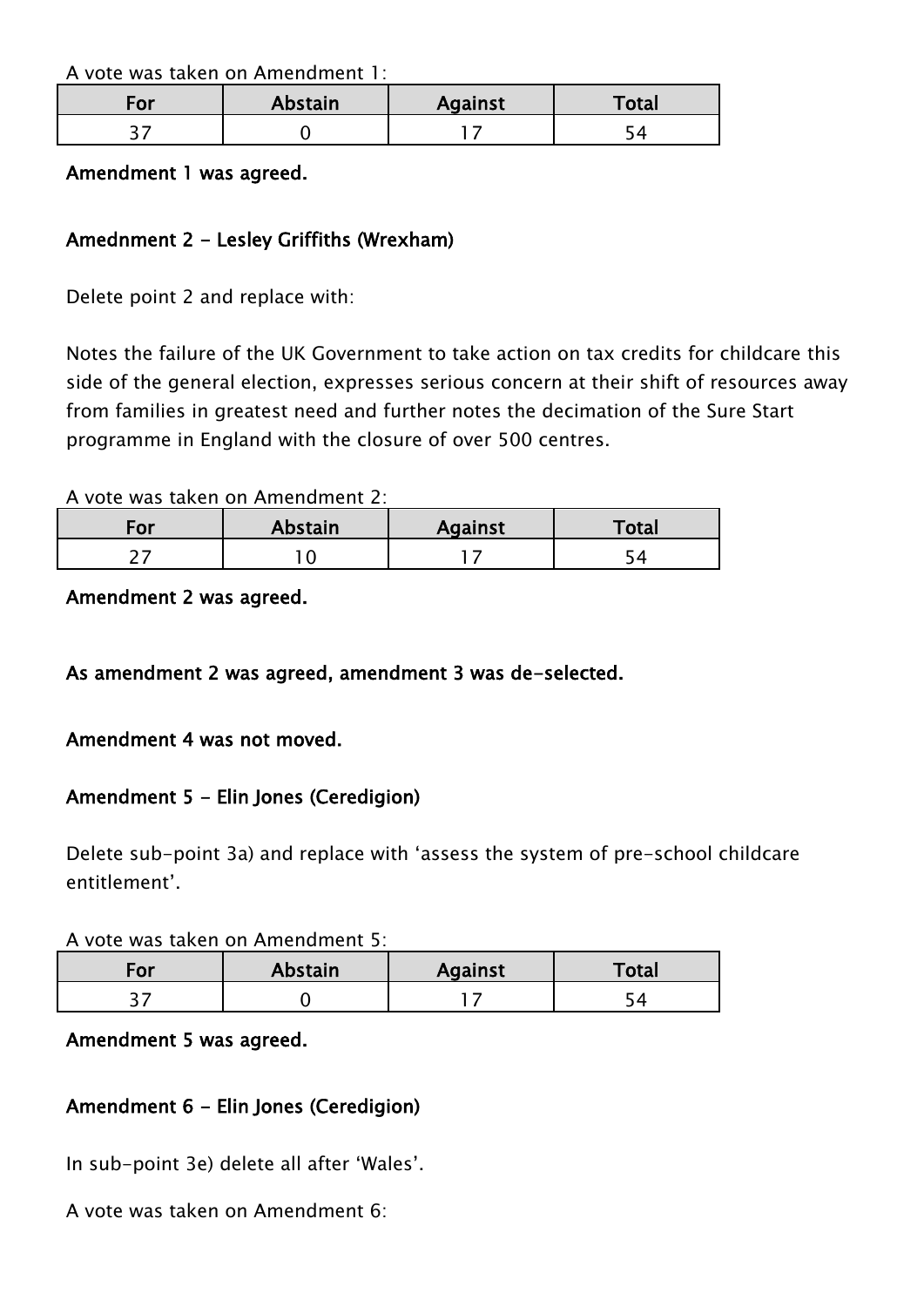A vote was taken on Amendment 1:

| For | Abstain | Against | Total |
|---|---|---|---|
| 37 | 0 | 17 | 54 |

**Amendment 1 was agreed.**

**Amednment 2 - Lesley Griffiths (Wrexham)**

Delete point 2 and replace with:

Notes the failure of the UK Government to take action on tax credits for childcare this side of the general election, expresses serious concern at their shift of resources away from families in greatest need and further notes the decimation of the Sure Start programme in England with the closure of over 500 centres.

A vote was taken on Amendment 2:

| For | Abstain | Against | Total |
|---|---|---|---|
| 27 | 10 | 17 | 54 |

**Amendment 2 was agreed.**

**As amendment 2 was agreed, amendment 3 was de-selected.**

**Amendment 4 was not moved.**

**Amendment 5 - Elin Jones (Ceredigion)**

Delete sub-point 3a) and replace with 'assess the system of pre-school childcare entitlement'.

A vote was taken on Amendment 5:

| For | Abstain | Against | Total |
|---|---|---|---|
| 37 | 0 | 17 | 54 |

**Amendment 5 was agreed.**

**Amendment 6 - Elin Jones (Ceredigion)**

In sub-point 3e) delete all after 'Wales'.

A vote was taken on Amendment 6: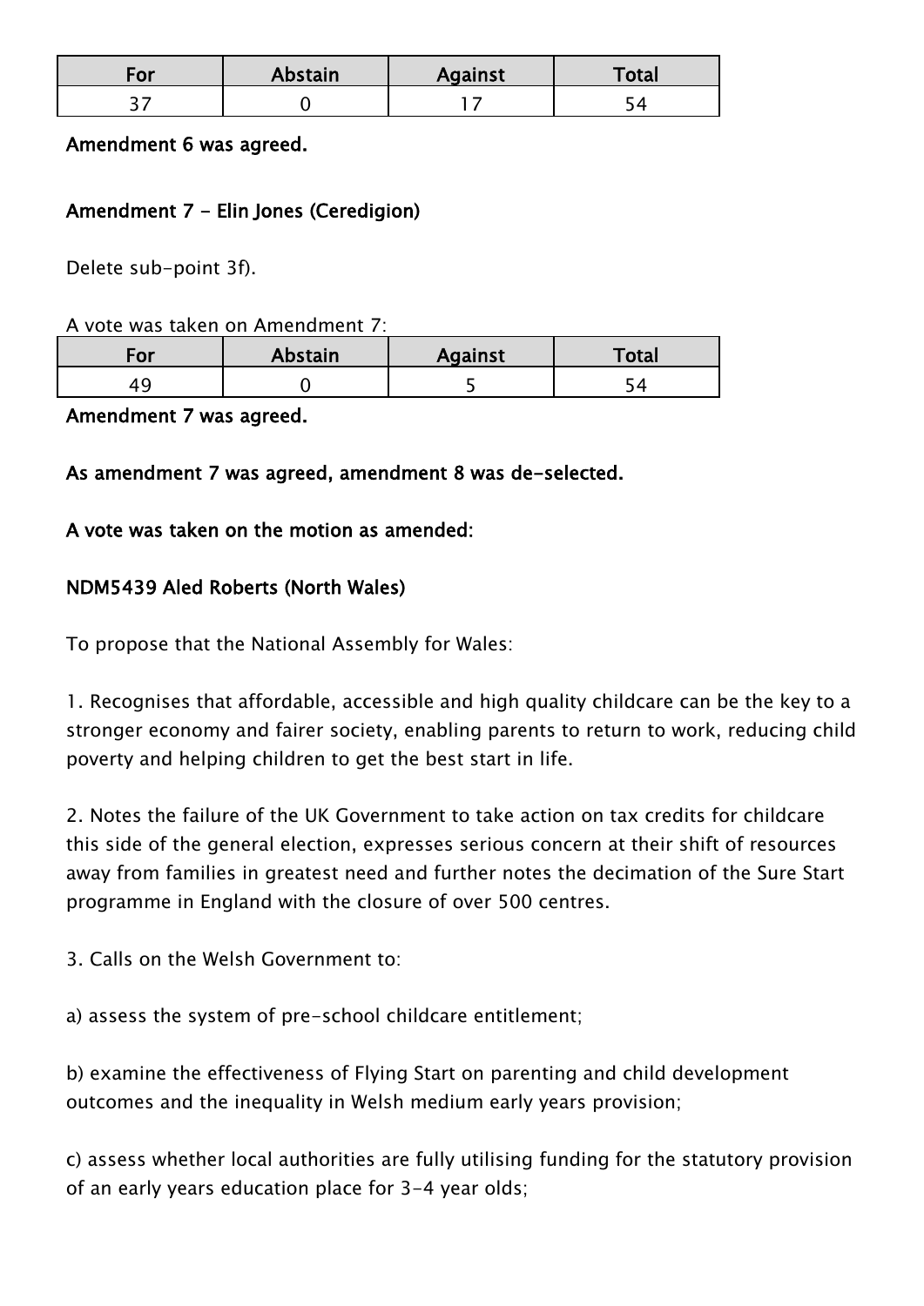| For | Abstain | Against | Total |
|---|---|---|---|
| 37 | 0 | 17 | 54 |

**Amendment 6 was agreed.**

**Amendment 7 - Elin Jones (Ceredigion)**

Delete sub-point 3f).

A vote was taken on Amendment 7:

| For | Abstain | Against | Total |
|---|---|---|---|
| 49 | 0 | 5 | 54 |

**Amendment 7 was agreed.**

**As amendment 7 was agreed, amendment 8 was de-selected.**

**A vote was taken on the motion as amended:**

**NDM5439 Aled Roberts (North Wales)**

To propose that the National Assembly for Wales:

1. Recognises that affordable, accessible and high quality childcare can be the key to a stronger economy and fairer society, enabling parents to return to work, reducing child poverty and helping children to get the best start in life.

2. Notes the failure of the UK Government to take action on tax credits for childcare this side of the general election, expresses serious concern at their shift of resources away from families in greatest need and further notes the decimation of the Sure Start programme in England with the closure of over 500 centres.

3. Calls on the Welsh Government to:

a) assess the system of pre-school childcare entitlement;

b) examine the effectiveness of Flying Start on parenting and child development outcomes and the inequality in Welsh medium early years provision;

c) assess whether local authorities are fully utilising funding for the statutory provision of an early years education place for 3-4 year olds;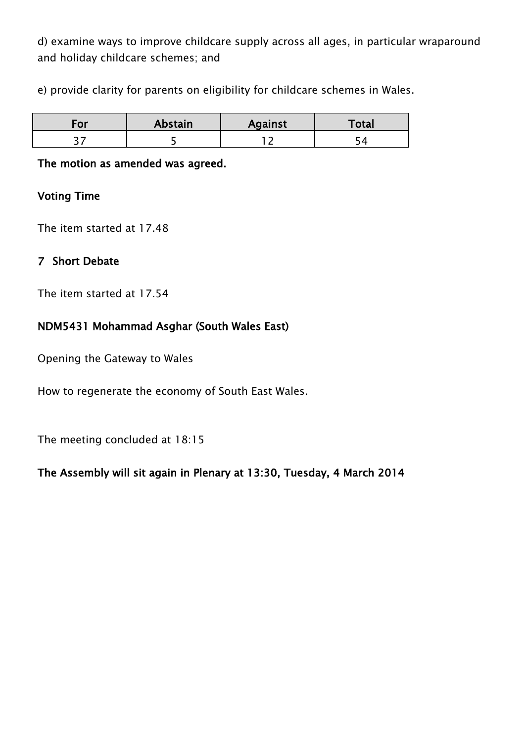d) examine ways to improve childcare supply across all ages, in particular wraparound and holiday childcare schemes; and

e) provide clarity for parents on eligibility for childcare schemes in Wales.

| For | Abstain | Against | Total |
|---|---|---|---|
| 37 | 5 | 12 | 54 |

**The motion as amended was agreed.**

**Voting Time**

The item started at 17.48

## 7 Short Debate

The item started at 17.54

**NDM5431 Mohammad Asghar (South Wales East)**

Opening the Gateway to Wales

How to regenerate the economy of South East Wales.

The meeting concluded at 18:15

**The Assembly will sit again in Plenary at 13:30, Tuesday, 4 March 2014**